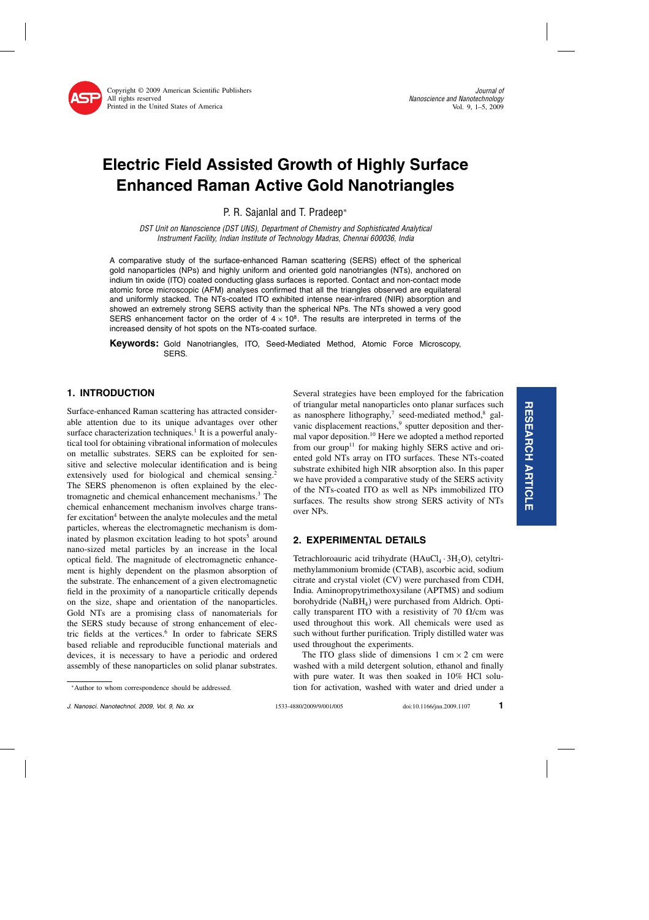# Electric Field Assisted Growth of Highly Surface Enhanced Raman Active Gold Nanotriangles

P. R. Sajanlal and T. Pradeep*

*DST Unit on Nanoscience (DST UNS), Department of Chemistry and Sophisticated Analytical Instrument Facility, Indian Institute of Technology Madras, Chennai 600036, India*

A comparative study of the surface-enhanced Raman scattering (SERS) effect of the spherical gold nanoparticles (NPs) and highly uniform and oriented gold nanotriangles (NTs), anchored on indium tin oxide (ITO) coated conducting glass surfaces is reported. Contact and non-contact mode atomic force microscopic (AFM) analyses confirmed that all the triangles observed are equilateral and uniformly stacked. The NTs-coated ITO exhibited intense near-infrared (NIR) absorption and showed an extremely strong SERS activity than the spherical NPs. The NTs showed a very good SERS enhancement factor on the order of $4 \times 10^8$. The results are interpreted in terms of the increased density of hot spots on the NTs-coated surface.

**Keywords:** Gold Nanotriangles, ITO, Seed-Mediated Method, Atomic Force Microscopy, SERS.

## 1. INTRODUCTION

Surface-enhanced Raman scattering has attracted considerable attention due to its unique advantages over other surface characterization techniques.[1] It is a powerful analytical tool for obtaining vibrational information of molecules on metallic substrates. SERS can be exploited for sensitive and selective molecular identification and is being extensively used for biological and chemical sensing.[2] The SERS phenomenon is often explained by the electromagnetic and chemical enhancement mechanisms.[3] The chemical enhancement mechanism involves charge transfer excitation[4] between the analyte molecules and the metal particles, whereas the electromagnetic mechanism is dominated by plasmon excitation leading to hot spots[5] around nano-sized metal particles by an increase in the local optical field. The magnitude of electromagnetic enhancement is highly dependent on the plasmon absorption of the substrate. The enhancement of a given electromagnetic field in the proximity of a nanoparticle critically depends on the size, shape and orientation of the nanoparticles. Gold NTs are a promising class of nanomaterials for the SERS study because of strong enhancement of electric fields at the vertices.[6] In order to fabricate SERS based reliable and reproducible functional materials and devices, it is necessary to have a periodic and ordered assembly of these nanoparticles on solid planar substrates.

Several strategies have been employed for the fabrication of triangular metal nanoparticles onto planar surfaces such as nanosphere lithography,[7] seed-mediated method,[8] galvanic displacement reactions,[9] sputter deposition and thermal vapor deposition.[10] Here we adopted a method reported from our group[11] for making highly SERS active and oriented gold NTs array on ITO surfaces. These NTs-coated substrate exhibited high NIR absorption also. In this paper we have provided a comparative study of the SERS activity of the NTs-coated ITO as well as NPs immobilized ITO surfaces. The results show strong SERS activity of NTs over NPs.

## 2. EXPERIMENTAL DETAILS

Tetrachloroauric acid trihydrate ($HAuCl_4 \cdot 3H_2O$), cetyltrimethylammonium bromide (CTAB), ascorbic acid, sodium citrate and crystal violet (CV) were purchased from CDH, India. Aminopropytrimethoxysilane (APTMS) and sodium borohydride ($NaBH_4$) were purchased from Aldrich. Optically transparent ITO with a resistivity of 70 Ω/cm was used throughout this work. All chemicals were used as such without further purification. Triply distilled water was used throughout the experiments.

The ITO glass slide of dimensions 1 cm × 2 cm were washed with a mild detergent solution, ethanol and finally with pure water. It was then soaked in 10% HCl solution for activation, washed with water and dried under a

*Author to whom correspondence should be addressed.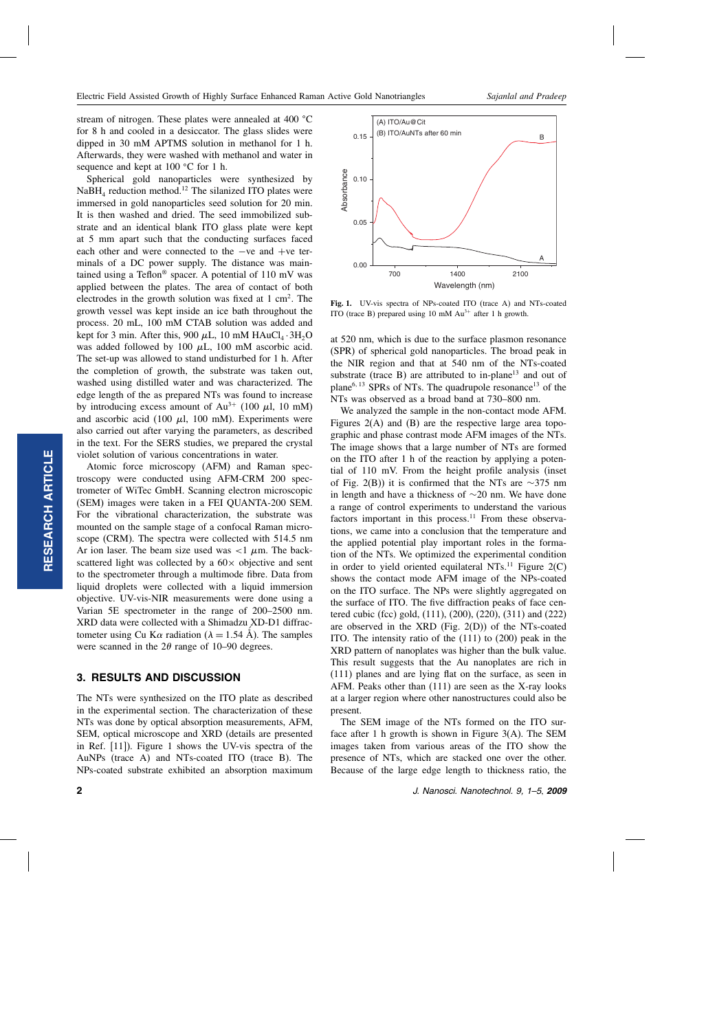stream of nitrogen. These plates were annealed at 400 °C for 8 h and cooled in a desiccator. The glass slides were dipped in 30 mM APTMS solution in methanol for 1 h. Afterwards, they were washed with methanol and water in sequence and kept at 100 °C for 1 h.

Spherical gold nanoparticles were synthesized by $NaBH_4$ reduction method.[12] The silanized ITO plates were immersed in gold nanoparticles seed solution for 20 min. It is then washed and dried. The seed immobilized substrate and an identical blank ITO glass plate were kept at 5 mm apart such that the conducting surfaces faced each other and were connected to the −ve and +ve terminals of a DC power supply. The distance was maintained using a Teflon® spacer. A potential of 110 mV was applied between the plates. The area of contact of both electrodes in the growth solution was fixed at 1 cm². The growth vessel was kept inside an ice bath throughout the process. 20 mL, 100 mM CTAB solution was added and kept for 3 min. After this, 900 $\mu$L, 10 mM $HAuCl_4 \cdot 3H_2O$ was added followed by 100 $\mu$L, 100 mM ascorbic acid. The set-up was allowed to stand undisturbed for 1 h. After the completion of growth, the substrate was taken out, washed using distilled water and was characterized. The edge length of the as prepared NTs was found to increase by introducing excess amount of $Au^{3+}$ (100 $\mu$l, 10 mM) and ascorbic acid (100 $\mu$l, 100 mM). Experiments were also carried out after varying the parameters, as described in the text. For the SERS studies, we prepared the crystal violet solution of various concentrations in water.

Atomic force microscopy (AFM) and Raman spectroscopy were conducted using AFM-CRM 200 spectrometer of WiTec GmbH. Scanning electron microscopic (SEM) images were taken in a FEI QUANTA-200 SEM. For the vibrational characterization, the substrate was mounted on the sample stage of a confocal Raman microscope (CRM). The spectra were collected with 514.5 nm Ar ion laser. The beam size used was <1 $\mu$m. The backscattered light was collected by a 60× objective and sent to the spectrometer through a multimode fibre. Data from liquid droplets were collected with a liquid immersion objective. UV-vis-NIR measurements were done using a Varian 5E spectrometer in the range of 200–2500 nm. XRD data were collected with a Shimadzu XD-D1 diffractometer using Cu K$\alpha$ radiation ($\lambda = 1.54$ Å). The samples were scanned in the $2\theta$ range of 10–90 degrees.

## 3. RESULTS AND DISCUSSION

The NTs were synthesized on the ITO plate as described in the experimental section. The characterization of these NTs was done by optical absorption measurements, AFM, SEM, optical microscope and XRD (details are presented in Ref. [11]). Figure 1 shows the UV-vis spectra of the AuNPs (trace A) and NTs-coated ITO (trace B). The NPs-coated substrate exhibited an absorption maximum at 520 nm, which is due to the surface plasmon resonance (SPR) of spherical gold nanoparticles. The broad peak in the NIR region and that at 540 nm of the NTs-coated substrate (trace B) are attributed to in-plane[13] and out of plane[6,13] SPRs of NTs. The quadrupole resonance[13] of the NTs was observed as a broad band at 730–800 nm.

Fig. 1. UV-vis spectra of NPs-coated ITO (trace A) and NTs-coated ITO (trace B) prepared using 10 mM $Au^{3+}$ after 1 h growth.

We analyzed the sample in the non-contact mode AFM. Figures 2(A) and (B) are the respective large area topographic and phase contrast mode AFM images of the NTs. The image shows that a large number of NTs are formed on the ITO after 1 h of the reaction by applying a potential of 110 mV. From the height profile analysis (inset of Fig. 2(B)) it is confirmed that the NTs are ~375 nm in length and have a thickness of ~20 nm. We have done a range of control experiments to understand the various factors important in this process.[11] From these observations, we came into a conclusion that the temperature and the applied potential play important roles in the formation of the NTs. We optimized the experimental condition in order to yield oriented equilateral NTs.[11] Figure 2(C) shows the contact mode AFM image of the NPs-coated on the ITO surface. The NPs were slightly aggregated on the surface of ITO. The five diffraction peaks of face centered cubic (fcc) gold, (111), (200), (220), (311) and (222) are observed in the XRD (Fig. 2(D)) of the NTs-coated ITO. The intensity ratio of the (111) to (200) peak in the XRD pattern of nanoplates was higher than the bulk value. This result suggests that the Au nanoplates are rich in (111) planes and are lying flat on the surface, as seen in AFM. Peaks other than (111) are seen as the X-ray looks at a larger region where other nanostructures could also be present.

The SEM image of the NTs formed on the ITO surface after 1 h growth is shown in Figure 3(A). The SEM images taken from various areas of the ITO show the presence of NTs, which are stacked one over the other. Because of the large edge length to thickness ratio, the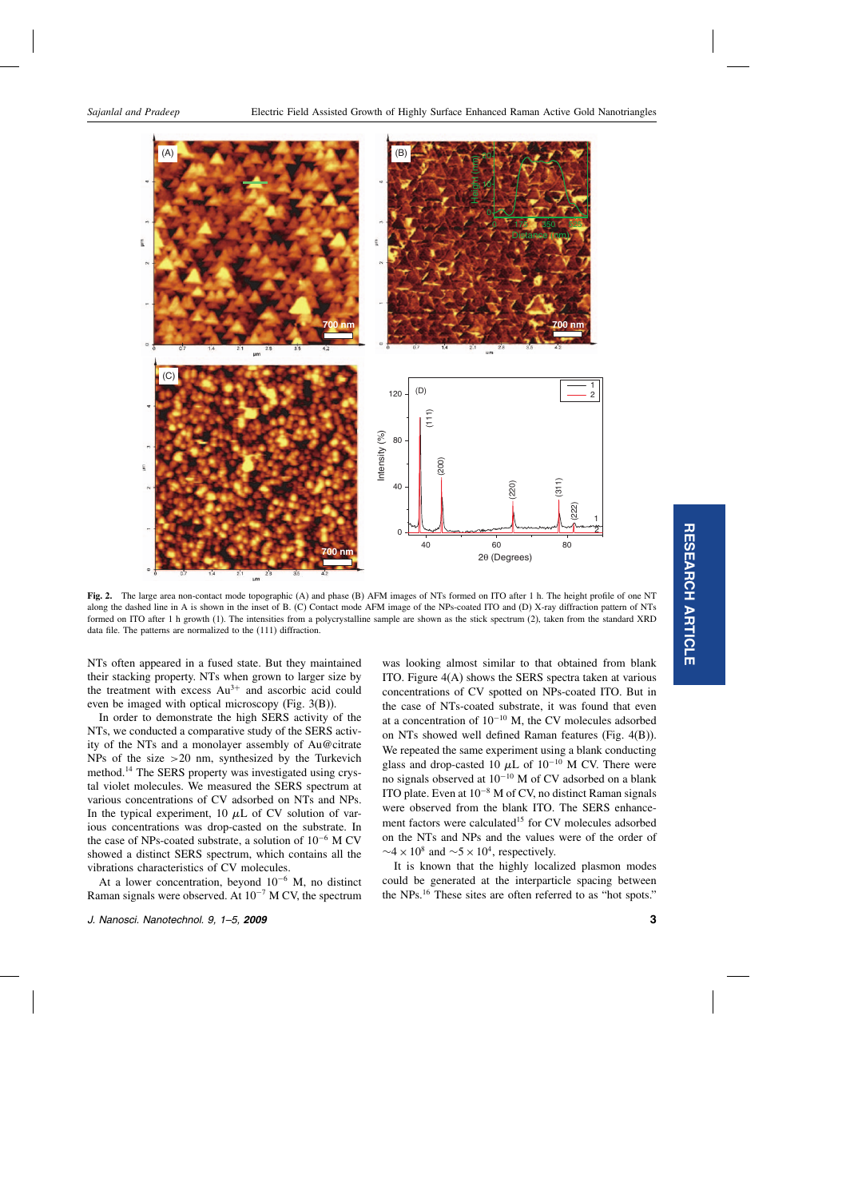**Fig. 2.** The large area non-contact mode topographic (A) and phase (B) AFM images of NTs formed on ITO after 1 h. The height profile of one NT along the dashed line in A is shown in the inset of B. (C) Contact mode AFM image of the NPs-coated ITO and (D) X-ray diffraction pattern of NTs formed on ITO after 1 h growth (1). The intensities from a polycrystalline sample are shown as the stick spectrum (2), taken from the standard XRD data file. The patterns are normalized to the (111) diffraction.

NTs often appeared in a fused state. But they maintained their stacking property. NTs when grown to larger size by the treatment with excess $Au^{3+}$ and ascorbic acid could even be imaged with optical microscopy (Fig. 3(B)).

In order to demonstrate the high SERS activity of the NTs, we conducted a comparative study of the SERS activity of the NTs and a monolayer assembly of Au@citrate NPs of the size >20 nm, synthesized by the Turkevich method.[14] The SERS property was investigated using crystal violet molecules. We measured the SERS spectrum at various concentrations of CV adsorbed on NTs and NPs. In the typical experiment, 10 $\mu$L of CV solution of various concentrations was drop-casted on the substrate. In the case of NPs-coated substrate, a solution of $10^{-6}$ M CV showed a distinct SERS spectrum, which contains all the vibrations characteristics of CV molecules.

At a lower concentration, beyond $10^{-6}$ M, no distinct Raman signals were observed. At $10^{-7}$ M CV, the spectrum was looking almost similar to that obtained from blank ITO. Figure 4(A) shows the SERS spectra taken at various concentrations of CV spotted on NPs-coated ITO. But in the case of NTs-coated substrate, it was found that even at a concentration of $10^{-10}$ M, the CV molecules adsorbed on NTs showed well defined Raman features (Fig. 4(B)). We repeated the same experiment using a blank conducting glass and drop-casted 10 $\mu$L of $10^{-10}$ M CV. There were no signals observed at $10^{-10}$ M of CV adsorbed on a blank ITO plate. Even at $10^{-8}$ M of CV, no distinct Raman signals were observed from the blank ITO. The SERS enhancement factors were calculated[15] for CV molecules adsorbed on the NTs and NPs and the values were of the order of $\sim 4 \times 10^8$ and $\sim 5 \times 10^4$, respectively.

It is known that the highly localized plasmon modes could be generated at the interparticle spacing between the NPs.[16] These sites are often referred to as "hot spots."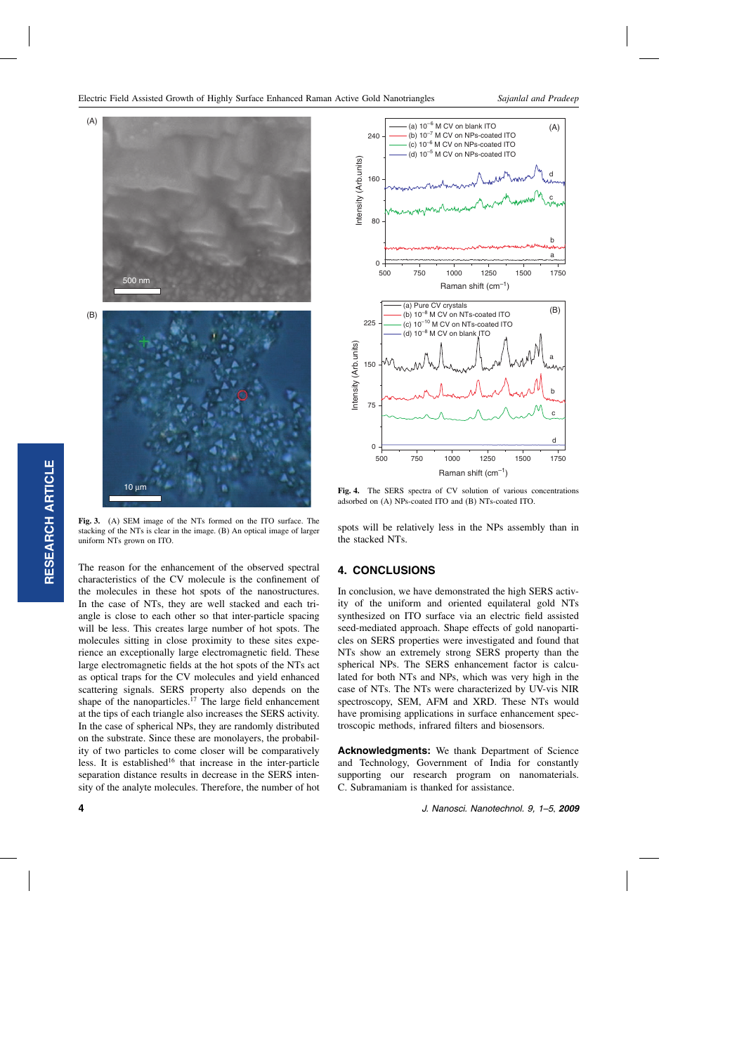**Fig. 3.** (A) SEM image of the NTs formed on the ITO surface. The stacking of the NTs is clear in the image. (B) An optical image of larger uniform NTs grown on ITO.

The reason for the enhancement of the observed spectral characteristics of the CV molecule is the confinement of the molecules in these hot spots of the nanostructures. In the case of NTs, they are well stacked and each triangle is close to each other so that inter-particle spacing will be less. This creates large number of hot spots. The molecules sitting in close proximity to these sites experience an exceptionally large electromagnetic field. These large electromagnetic fields at the hot spots of the NTs act as optical traps for the CV molecules and yield enhanced scattering signals. SERS property also depends on the shape of the nanoparticles.[17] The large field enhancement at the tips of each triangle also increases the SERS activity. In the case of spherical NPs, they are randomly distributed on the substrate. Since these are monolayers, the probability of two particles to come closer will be comparatively less. It is established[16] that increase in the inter-particle separation distance results in decrease in the SERS intensity of the analyte molecules. Therefore, the number of hot spots will be relatively less in the NPs assembly than in the stacked NTs.

**Fig. 4.** The SERS spectra of CV solution of various concentrations adsorbed on (A) NPs-coated ITO and (B) NTs-coated ITO.

## 4. CONCLUSIONS

In conclusion, we have demonstrated the high SERS activity of the uniform and oriented equilateral gold NTs synthesized on ITO surface via an electric field assisted seed-mediated approach. Shape effects of gold nanoparticles on SERS properties were investigated and found that NTs show an extremely strong SERS property than the spherical NPs. The SERS enhancement factor is calculated for both NTs and NPs, which was very high in the case of NTs. The NTs were characterized by UV-vis NIR spectroscopy, SEM, AFM and XRD. These NTs would have promising applications in surface enhancement spectroscopic methods, infrared filters and biosensors.

**Acknowledgments:** We thank Department of Science and Technology, Government of India for constantly supporting our research program on nanomaterials. C. Subramaniam is thanked for assistance.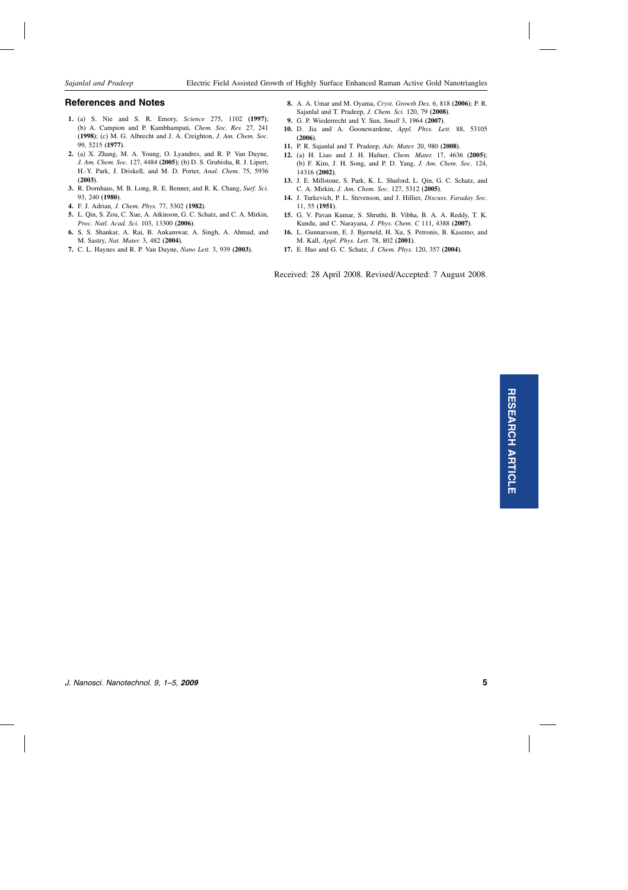## References and Notes

1. (a) S. Nie and S. R. Emory, *Science* 275, 1102 (**1997**); (b) A. Campion and P. Kambhampati, *Chem. Soc. Rev.* 27, 241 (**1998**); (c) M. G. Albrecht and J. A. Creighton, *J. Am. Chem. Soc.* 99, 5215 (**1977**).
2. (a) X. Zhang, M. A. Young, O. Lyandres, and R. P. Van Duyne, *J. Am. Chem. Soc.* 127, 4484 (**2005**); (b) D. S. Grubisha, R. J. Lipert, H.-Y. Park, J. Driskell, and M. D. Porter, *Anal. Chem.* 75, 5936 (**2003**).
3. R. Dornhaus, M. B. Long, R. E. Benner, and R. K. Chang, *Surf. Sci.* 93, 240 (**1980**).
4. F. J. Adrian, *J. Chem. Phys.* 77, 5302 (**1982**).
5. L. Qin, S. Zou, C. Xue, A. Atkinson, G. C. Schatz, and C. A. Mirkin, *Proc. Natl. Acad. Sci.* 103, 13300 (**2006**).
6. S. S. Shankar, A. Rai, B. Ankamwar, A. Singh, A. Ahmad, and M. Sastry, *Nat. Mater.* 3, 482 (**2004**).
7. C. L. Haynes and R. P. Van Duyne, *Nano Lett.* 3, 939 (**2003**).
8. A. A. Umar and M. Oyama, *Cryst. Growth Des.* 6, 818 (**2006**); P. R. Sajanlal and T. Pradeep, *J. Chem. Sci.* 120, 79 (**2008**).
9. G. P. Wiederrecht and Y. Sun, *Small* 3, 1964 (**2007**).
10. D. Jia and A. Goonewardene, *Appl. Phys. Lett.* 88, 53105 (**2006**).
11. P. R. Sajanlal and T. Pradeep, *Adv. Mater.* 20, 980 (**2008**).
12. (a) H. Liao and J. H. Hafner, *Chem. Mater.* 17, 4636 (**2005**); (b) F. Kim, J. H. Song, and P. D. Yang, *J. Am. Chem. Soc.* 124, 14316 (**2002**).
13. J. E. Millstone, S. Park, K. L. Shuford, L. Qin, G. C. Schatz, and C. A. Mirkin, *J. Am. Chem. Soc.* 127, 5312 (**2005**).
14. J. Turkevich, P. L. Stevenson, and J. Hillier, *Discuss. Faraday Soc.* 11, 55 (**1951**).
15. G. V. Pavan Kumar, S. Shruthi, B. Vibha, B. A. A. Reddy, T. K. Kundu, and C. Narayana, *J. Phys. Chem. C* 111, 4388 (**2007**).
16. L. Gunnarsson, E. J. Bjerneld, H. Xu, S. Petronis, B. Kasemo, and M. Kall, *Appl. Phys. Lett.* 78, 802 (**2001**).
17. E. Hao and G. C. Schatz, *J. Chem. Phys.* 120, 357 (**2004**).

Received: 28 April 2008. Revised/Accepted: 7 August 2008.